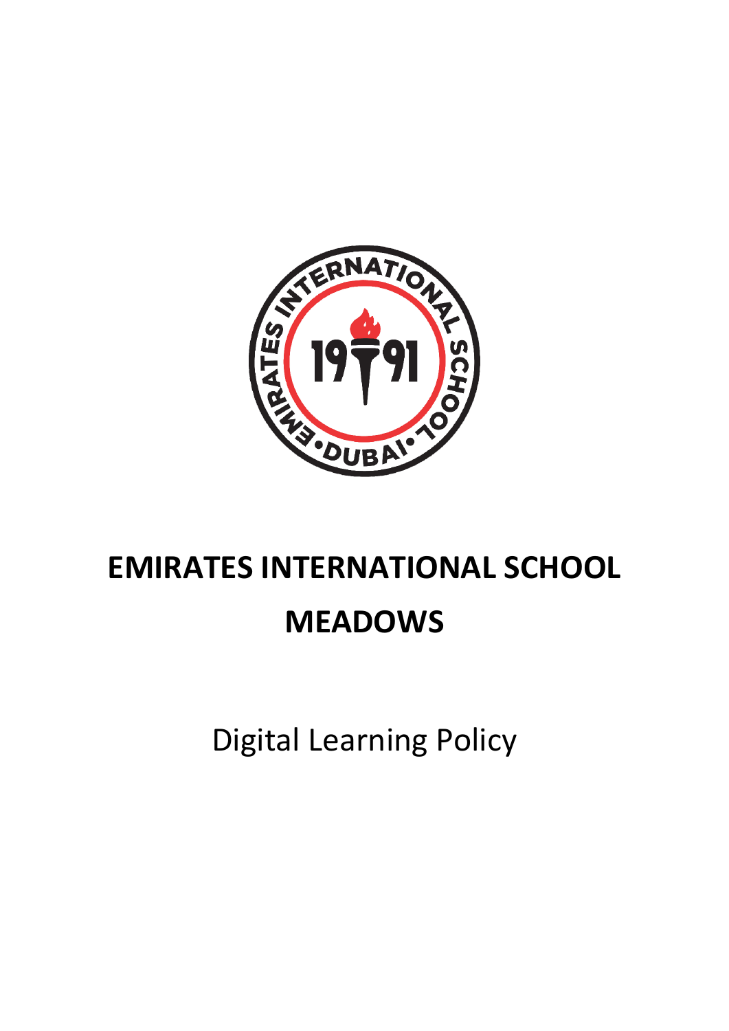# EMIRATES INTERNATIONAL SCHOOL MEADOWS

Digital Learning Policy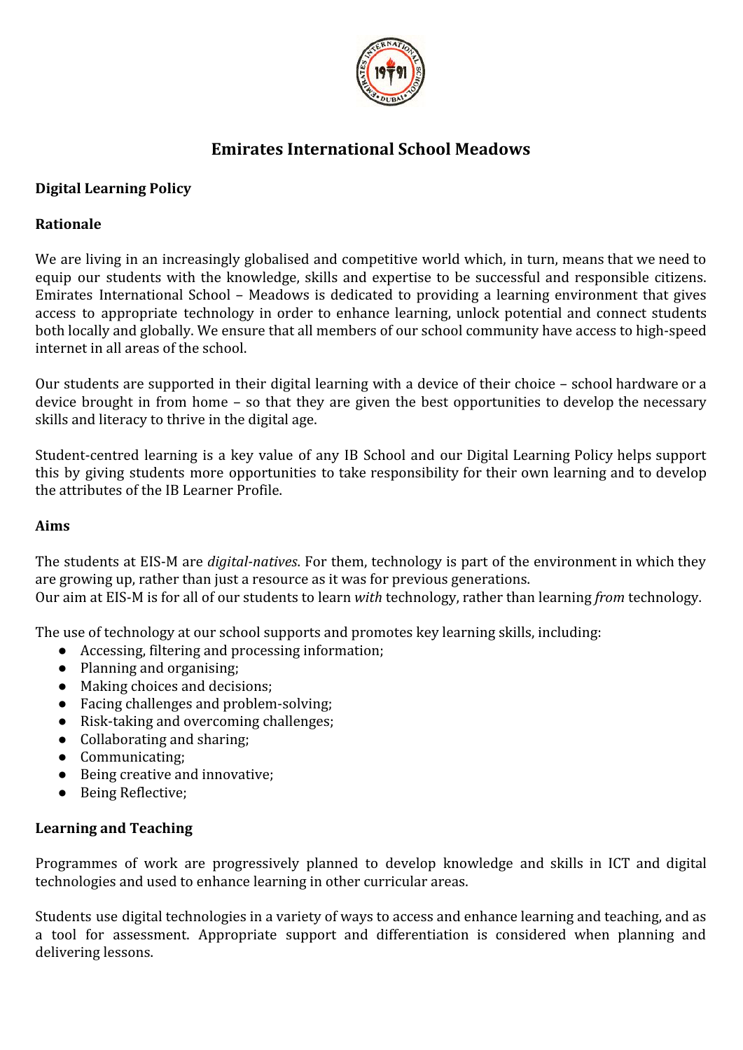## Emirates International School Meadows

**Digital Learning Policy**

**Rationale**

We are living in an increasingly globalised and competitive world which, in turn, means that we need to equip our students with the knowledge, skills and expertise to be successful and responsible citizens. Emirates International School – Meadows is dedicated to providing a learning environment that gives access to appropriate technology in order to enhance learning, unlock potential and connect students both locally and globally. We ensure that all members of our school community have access to high-speed internet in all areas of the school.

Our students are supported in their digital learning with a device of their choice – school hardware or a device brought in from home – so that they are given the best opportunities to develop the necessary skills and literacy to thrive in the digital age.

Student-centred learning is a key value of any IB School and our Digital Learning Policy helps support this by giving students more opportunities to take responsibility for their own learning and to develop the attributes of the IB Learner Profile.

**Aims**

The students at EIS-M are *digital-natives*. For them, technology is part of the environment in which they are growing up, rather than just a resource as it was for previous generations.
Our aim at EIS-M is for all of our students to learn *with* technology, rather than learning *from* technology.

The use of technology at our school supports and promotes key learning skills, including:

- Accessing, filtering and processing information;
- Planning and organising;
- Making choices and decisions;
- Facing challenges and problem-solving;
- Risk-taking and overcoming challenges;
- Collaborating and sharing;
- Communicating;
- Being creative and innovative;
- Being Reflective;

**Learning and Teaching**

Programmes of work are progressively planned to develop knowledge and skills in ICT and digital technologies and used to enhance learning in other curricular areas.

Students use digital technologies in a variety of ways to access and enhance learning and teaching, and as a tool for assessment. Appropriate support and differentiation is considered when planning and delivering lessons.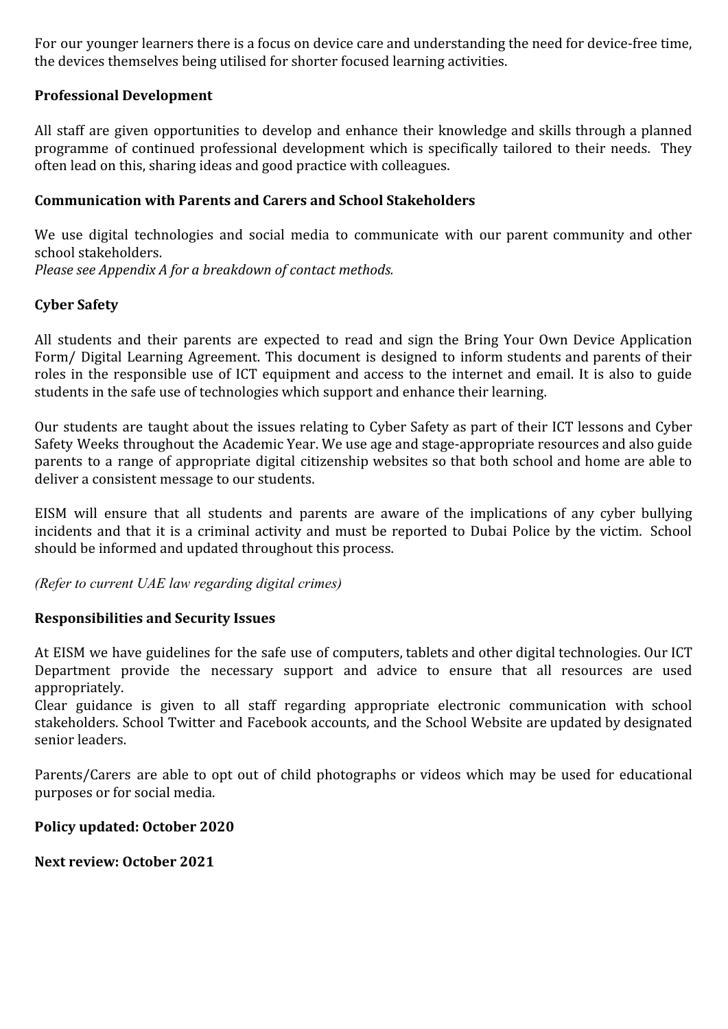For our younger learners there is a focus on device care and understanding the need for device-free time, the devices themselves being utilised for shorter focused learning activities.

### Professional Development

All staff are given opportunities to develop and enhance their knowledge and skills through a planned programme of continued professional development which is specifically tailored to their needs. They often lead on this, sharing ideas and good practice with colleagues.

### Communication with Parents and Carers and School Stakeholders

We use digital technologies and social media to communicate with our parent community and other school stakeholders.
*Please see Appendix A for a breakdown of contact methods.*

### Cyber Safety

All students and their parents are expected to read and sign the Bring Your Own Device Application Form/ Digital Learning Agreement. This document is designed to inform students and parents of their roles in the responsible use of ICT equipment and access to the internet and email. It is also to guide students in the safe use of technologies which support and enhance their learning.

Our students are taught about the issues relating to Cyber Safety as part of their ICT lessons and Cyber Safety Weeks throughout the Academic Year. We use age and stage-appropriate resources and also guide parents to a range of appropriate digital citizenship websites so that both school and home are able to deliver a consistent message to our students.

EISM will ensure that all students and parents are aware of the implications of any cyber bullying incidents and that it is a criminal activity and must be reported to Dubai Police by the victim. School should be informed and updated throughout this process.

*(Refer to current UAE law regarding digital crimes)*

### Responsibilities and Security Issues

At EISM we have guidelines for the safe use of computers, tablets and other digital technologies. Our ICT Department provide the necessary support and advice to ensure that all resources are used appropriately.
Clear guidance is given to all staff regarding appropriate electronic communication with school stakeholders. School Twitter and Facebook accounts, and the School Website are updated by designated senior leaders.

Parents/Carers are able to opt out of child photographs or videos which may be used for educational purposes or for social media.

**Policy updated: October 2020**

**Next review: October 2021**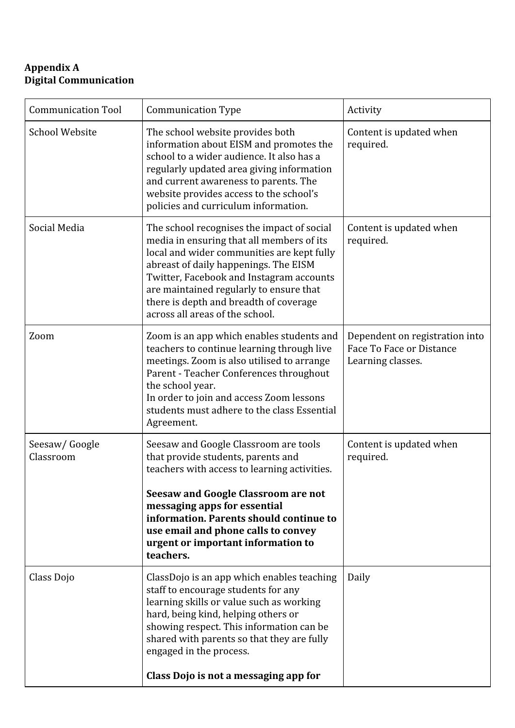**Appendix A**
**Digital Communication**

| Communication Tool | Communication Type | Activity |
|---|---|---|
| School Website | The school website provides both information about EISM and promotes the school to a wider audience. It also has a regularly updated area giving information and current awareness to parents. The website provides access to the school's policies and curriculum information. | Content is updated when required. |
| Social Media | The school recognises the impact of social media in ensuring that all members of its local and wider communities are kept fully abreast of daily happenings. The EISM Twitter, Facebook and Instagram accounts are maintained regularly to ensure that there is depth and breadth of coverage across all areas of the school. | Content is updated when required. |
| Zoom | Zoom is an app which enables students and teachers to continue learning through live meetings. Zoom is also utilised to arrange Parent - Teacher Conferences throughout the school year.<br>In order to join and access Zoom lessons students must adhere to the class Essential Agreement. | Dependent on registration into Face To Face or Distance Learning classes. |
| Seesaw/ Google Classroom | Seesaw and Google Classroom are tools that provide students, parents and teachers with access to learning activities.<br><br>**Seesaw and Google Classroom are not messaging apps for essential information. Parents should continue to use email and phone calls to convey urgent or important information to teachers.** | Content is updated when required. |
| Class Dojo | ClassDojo is an app which enables teaching staff to encourage students for any learning skills or value such as working hard, being kind, helping others or showing respect. This information can be shared with parents so that they are fully engaged in the process.<br><br>**Class Dojo is not a messaging app for** | Daily |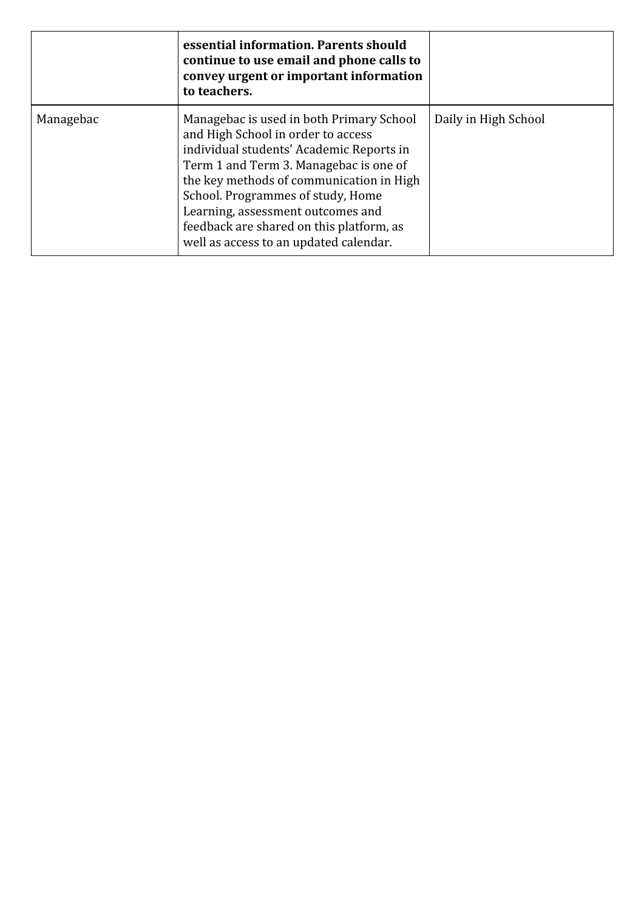| | | |
|---|---|---|
| | **essential information. Parents should continue to use email and phone calls to convey urgent or important information to teachers.** | |
| Managebac | Managebac is used in both Primary School and High School in order to access individual students' Academic Reports in Term 1 and Term 3. Managebac is one of the key methods of communication in High School. Programmes of study, Home Learning, assessment outcomes and feedback are shared on this platform, as well as access to an updated calendar. | Daily in High School |